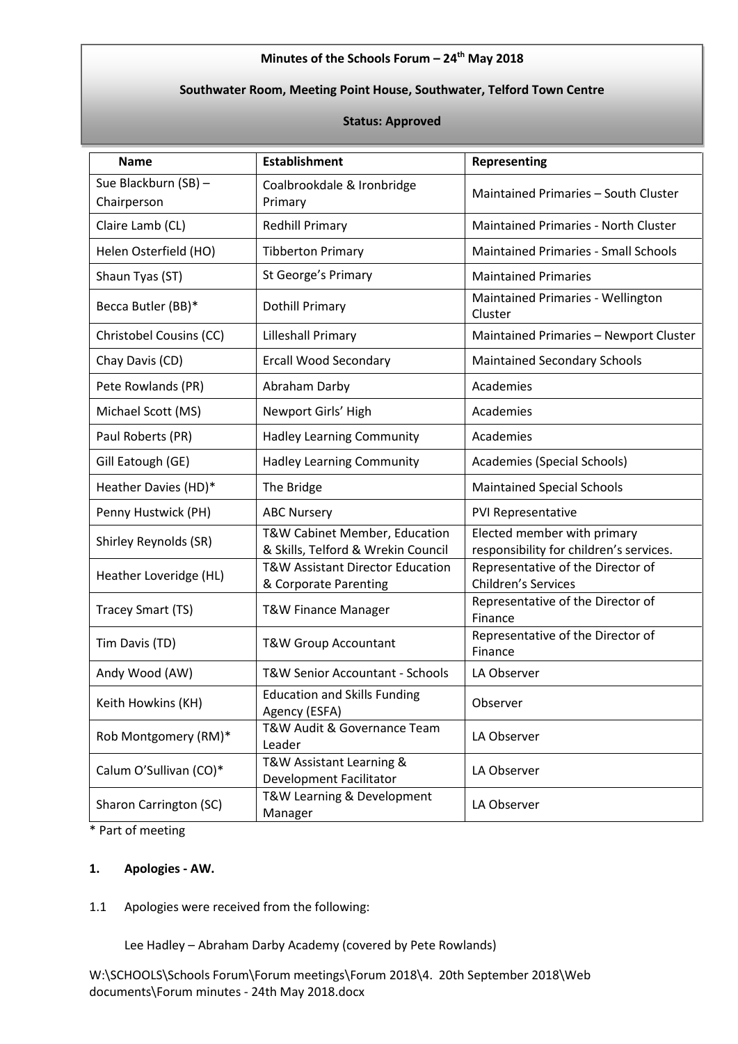**Minutes of the Schools Forum – 24th May 2018**

**Southwater Room, Meeting Point House, Southwater, Telford Town Centre**

**Status: Approved**

| Name | Establishment | Representing |
|---|---|---|
| Sue Blackburn (SB) – Chairperson | Coalbrookdale & Ironbridge Primary | Maintained Primaries – South Cluster |
| Claire Lamb (CL) | Redhill Primary | Maintained Primaries - North Cluster |
| Helen Osterfield (HO) | Tibberton Primary | Maintained Primaries - Small Schools |
| Shaun Tyas (ST) | St George's Primary | Maintained Primaries |
| Becca Butler (BB)* | Dothill Primary | Maintained Primaries - Wellington Cluster |
| Christobel Cousins (CC) | Lilleshall Primary | Maintained Primaries – Newport Cluster |
| Chay Davis (CD) | Ercall Wood Secondary | Maintained Secondary Schools |
| Pete Rowlands (PR) | Abraham Darby | Academies |
| Michael Scott (MS) | Newport Girls' High | Academies |
| Paul Roberts (PR) | Hadley Learning Community | Academies |
| Gill Eatough (GE) | Hadley Learning Community | Academies (Special Schools) |
| Heather Davies (HD)* | The Bridge | Maintained Special Schools |
| Penny Hustwick (PH) | ABC Nursery | PVI Representative |
| Shirley Reynolds (SR) | T&W Cabinet Member, Education & Skills, Telford & Wrekin Council | Elected member with primary responsibility for children's services. |
| Heather Loveridge (HL) | T&W Assistant Director Education & Corporate Parenting | Representative of the Director of Children's Services |
| Tracey Smart (TS) | T&W Finance Manager | Representative of the Director of Finance |
| Tim Davis (TD) | T&W Group Accountant | Representative of the Director of Finance |
| Andy Wood (AW) | T&W Senior Accountant - Schools | LA Observer |
| Keith Howkins (KH) | Education and Skills Funding Agency (ESFA) | Observer |
| Rob Montgomery (RM)* | T&W Audit & Governance Team Leader | LA Observer |
| Calum O'Sullivan (CO)* | T&W Assistant Learning & Development Facilitator | LA Observer |
| Sharon Carrington (SC) | T&W Learning & Development Manager | LA Observer |

\* Part of meeting

**1. Apologies - AW.**

1.1 Apologies were received from the following:

Lee Hadley – Abraham Darby Academy (covered by Pete Rowlands)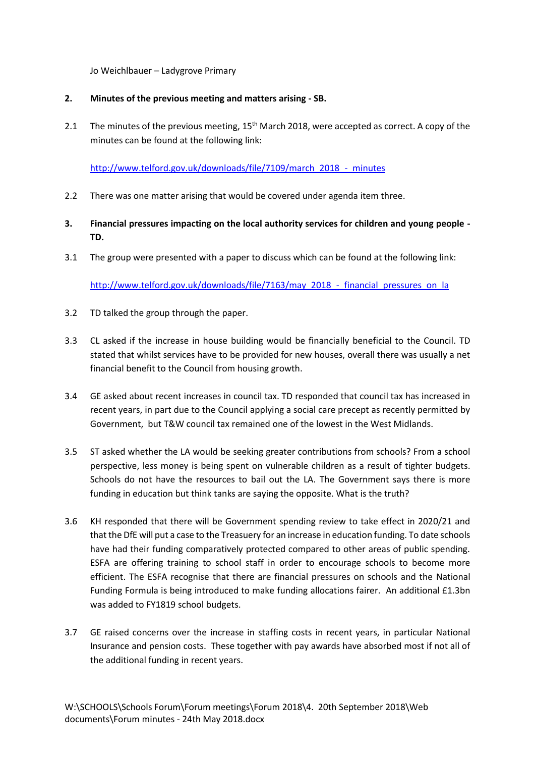Jo Weichlbauer – Ladygrove Primary

**2. Minutes of the previous meeting and matters arising - SB.**

2.1 The minutes of the previous meeting, 15th March 2018, were accepted as correct. A copy of the minutes can be found at the following link:

http://www.telford.gov.uk/downloads/file/7109/march_2018_-_minutes

2.2 There was one matter arising that would be covered under agenda item three.

**3. Financial pressures impacting on the local authority services for children and young people - TD.**

3.1 The group were presented with a paper to discuss which can be found at the following link:

http://www.telford.gov.uk/downloads/file/7163/may_2018_-_financial_pressures_on_la

3.2 TD talked the group through the paper.

3.3 CL asked if the increase in house building would be financially beneficial to the Council. TD stated that whilst services have to be provided for new houses, overall there was usually a net financial benefit to the Council from housing growth.

3.4 GE asked about recent increases in council tax. TD responded that council tax has increased in recent years, in part due to the Council applying a social care precept as recently permitted by Government, but T&W council tax remained one of the lowest in the West Midlands.

3.5 ST asked whether the LA would be seeking greater contributions from schools? From a school perspective, less money is being spent on vulnerable children as a result of tighter budgets. Schools do not have the resources to bail out the LA. The Government says there is more funding in education but think tanks are saying the opposite. What is the truth?

3.6 KH responded that there will be Government spending review to take effect in 2020/21 and that the DfE will put a case to the Treasury for an increase in education funding. To date schools have had their funding comparatively protected compared to other areas of public spending. ESFA are offering training to school staff in order to encourage schools to become more efficient. The ESFA recognise that there are financial pressures on schools and the National Funding Formula is being introduced to make funding allocations fairer. An additional £1.3bn was added to FY1819 school budgets.

3.7 GE raised concerns over the increase in staffing costs in recent years, in particular National Insurance and pension costs. These together with pay awards have absorbed most if not all of the additional funding in recent years.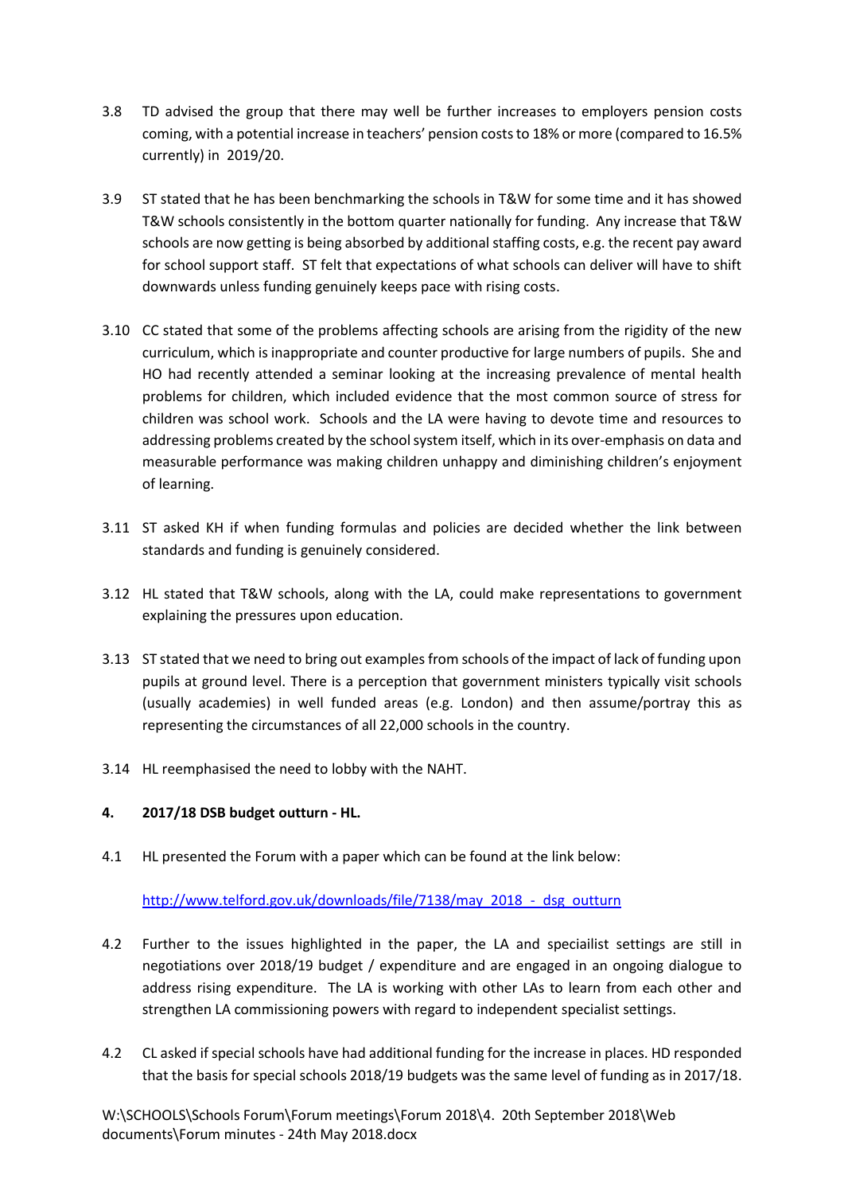3.8 TD advised the group that there may well be further increases to employers pension costs coming, with a potential increase in teachers' pension costs to 18% or more (compared to 16.5% currently) in 2019/20.

3.9 ST stated that he has been benchmarking the schools in T&W for some time and it has showed T&W schools consistently in the bottom quarter nationally for funding. Any increase that T&W schools are now getting is being absorbed by additional staffing costs, e.g. the recent pay award for school support staff. ST felt that expectations of what schools can deliver will have to shift downwards unless funding genuinely keeps pace with rising costs.

3.10 CC stated that some of the problems affecting schools are arising from the rigidity of the new curriculum, which is inappropriate and counter productive for large numbers of pupils. She and HO had recently attended a seminar looking at the increasing prevalence of mental health problems for children, which included evidence that the most common source of stress for children was school work. Schools and the LA were having to devote time and resources to addressing problems created by the school system itself, which in its over-emphasis on data and measurable performance was making children unhappy and diminishing children's enjoyment of learning.

3.11 ST asked KH if when funding formulas and policies are decided whether the link between standards and funding is genuinely considered.

3.12 HL stated that T&W schools, along with the LA, could make representations to government explaining the pressures upon education.

3.13 ST stated that we need to bring out examples from schools of the impact of lack of funding upon pupils at ground level. There is a perception that government ministers typically visit schools (usually academies) in well funded areas (e.g. London) and then assume/portray this as representing the circumstances of all 22,000 schools in the country.

3.14 HL reemphasised the need to lobby with the NAHT.

**4. 2017/18 DSB budget outturn - HL.**

4.1 HL presented the Forum with a paper which can be found at the link below:

[http://www.telford.gov.uk/downloads/file/7138/may_2018_-_dsg_outturn](http://www.telford.gov.uk/downloads/file/7138/may_2018_-_dsg_outturn)

4.2 Further to the issues highlighted in the paper, the LA and speciailist settings are still in negotiations over 2018/19 budget / expenditure and are engaged in an ongoing dialogue to address rising expenditure. The LA is working with other LAs to learn from each other and strengthen LA commissioning powers with regard to independent specialist settings.

4.2 CL asked if special schools have had additional funding for the increase in places. HD responded that the basis for special schools 2018/19 budgets was the same level of funding as in 2017/18.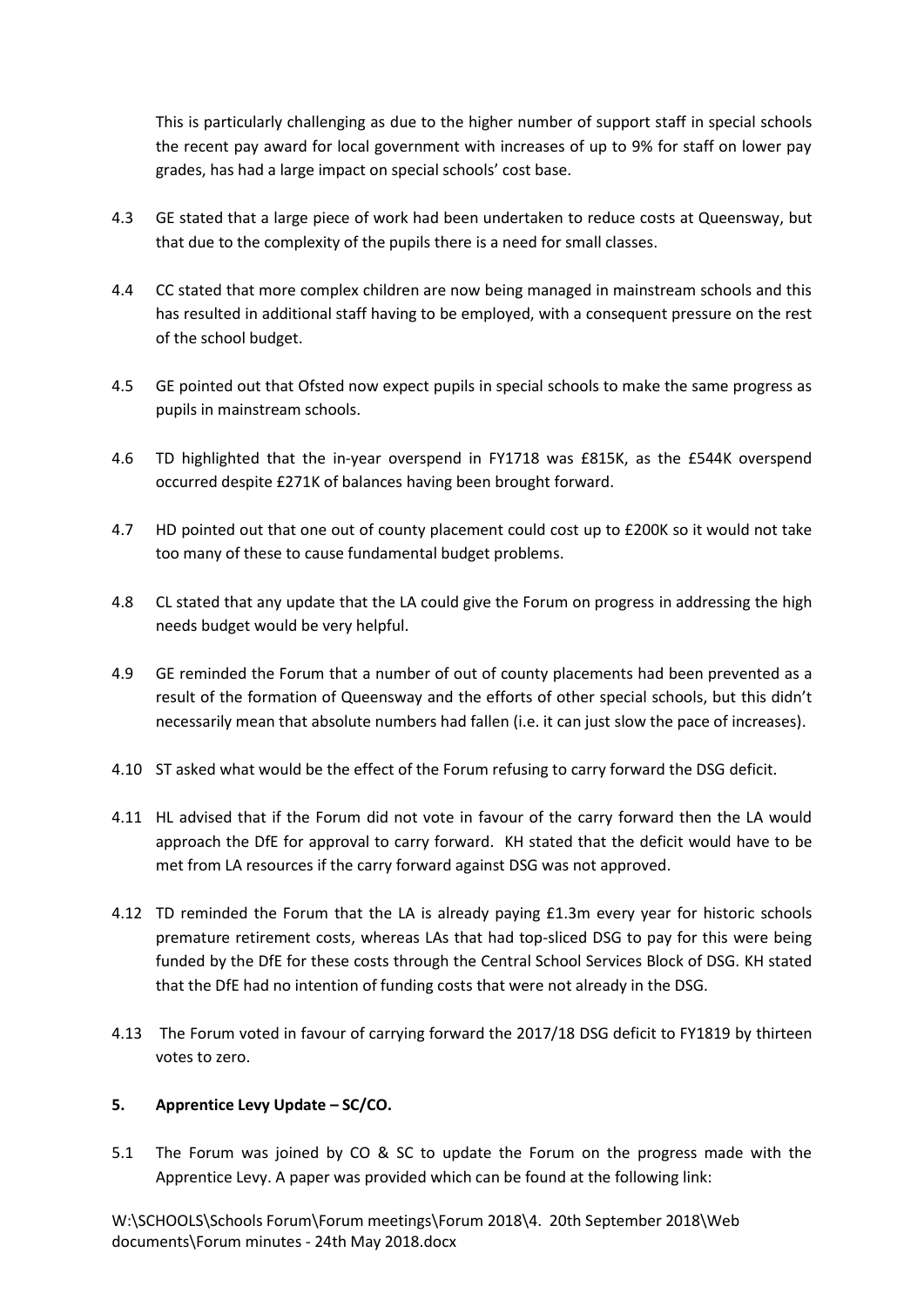This is particularly challenging as due to the higher number of support staff in special schools the recent pay award for local government with increases of up to 9% for staff on lower pay grades, has had a large impact on special schools' cost base.

4.3 GE stated that a large piece of work had been undertaken to reduce costs at Queensway, but that due to the complexity of the pupils there is a need for small classes.

4.4 CC stated that more complex children are now being managed in mainstream schools and this has resulted in additional staff having to be employed, with a consequent pressure on the rest of the school budget.

4.5 GE pointed out that Ofsted now expect pupils in special schools to make the same progress as pupils in mainstream schools.

4.6 TD highlighted that the in-year overspend in FY1718 was £815K, as the £544K overspend occurred despite £271K of balances having been brought forward.

4.7 HD pointed out that one out of county placement could cost up to £200K so it would not take too many of these to cause fundamental budget problems.

4.8 CL stated that any update that the LA could give the Forum on progress in addressing the high needs budget would be very helpful.

4.9 GE reminded the Forum that a number of out of county placements had been prevented as a result of the formation of Queensway and the efforts of other special schools, but this didn't necessarily mean that absolute numbers had fallen (i.e. it can just slow the pace of increases).

4.10 ST asked what would be the effect of the Forum refusing to carry forward the DSG deficit.

4.11 HL advised that if the Forum did not vote in favour of the carry forward then the LA would approach the DfE for approval to carry forward. KH stated that the deficit would have to be met from LA resources if the carry forward against DSG was not approved.

4.12 TD reminded the Forum that the LA is already paying £1.3m every year for historic schools premature retirement costs, whereas LAs that had top-sliced DSG to pay for this were being funded by the DfE for these costs through the Central School Services Block of DSG. KH stated that the DfE had no intention of funding costs that were not already in the DSG.

4.13 The Forum voted in favour of carrying forward the 2017/18 DSG deficit to FY1819 by thirteen votes to zero.

## 5. Apprentice Levy Update – SC/CO.

5.1 The Forum was joined by CO & SC to update the Forum on the progress made with the Apprentice Levy. A paper was provided which can be found at the following link:

W:\SCHOOLS\Schools Forum\Forum meetings\Forum 2018\4. 20th September 2018\Web documents\Forum minutes - 24th May 2018.docx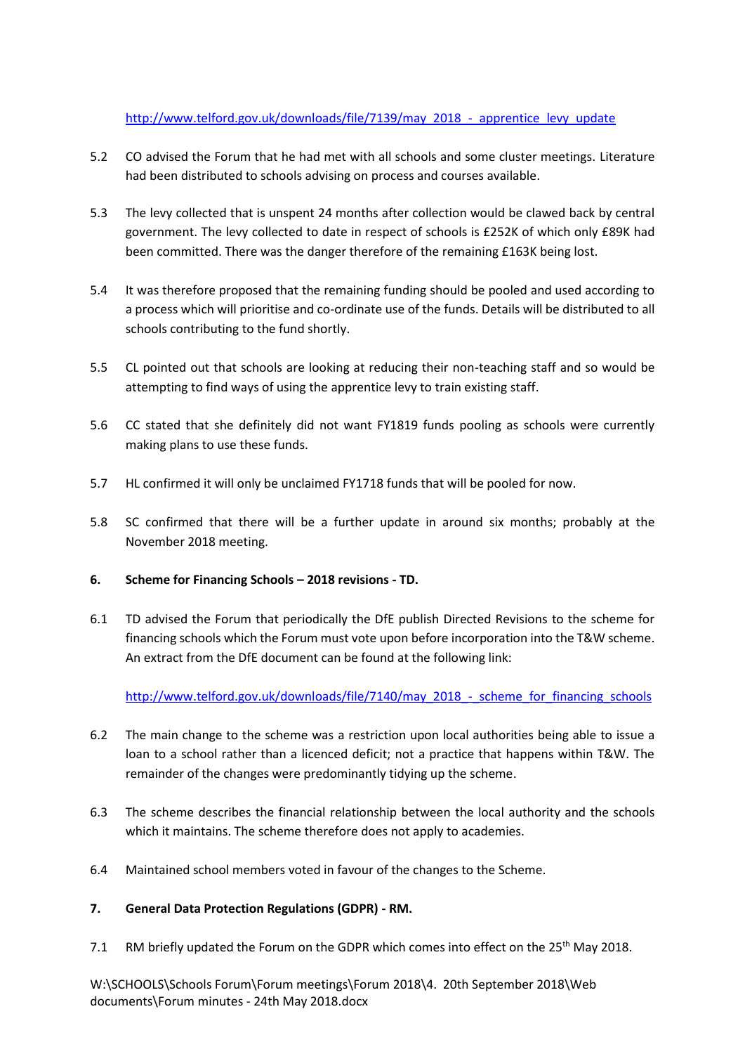http://www.telford.gov.uk/downloads/file/7139/may_2018_-_apprentice_levy_update

5.2 CO advised the Forum that he had met with all schools and some cluster meetings. Literature had been distributed to schools advising on process and courses available.

5.3 The levy collected that is unspent 24 months after collection would be clawed back by central government. The levy collected to date in respect of schools is £252K of which only £89K had been committed. There was the danger therefore of the remaining £163K being lost.

5.4 It was therefore proposed that the remaining funding should be pooled and used according to a process which will prioritise and co-ordinate use of the funds. Details will be distributed to all schools contributing to the fund shortly.

5.5 CL pointed out that schools are looking at reducing their non-teaching staff and so would be attempting to find ways of using the apprentice levy to train existing staff.

5.6 CC stated that she definitely did not want FY1819 funds pooling as schools were currently making plans to use these funds.

5.7 HL confirmed it will only be unclaimed FY1718 funds that will be pooled for now.

5.8 SC confirmed that there will be a further update in around six months; probably at the November 2018 meeting.

**6. Scheme for Financing Schools – 2018 revisions - TD.**

6.1 TD advised the Forum that periodically the DfE publish Directed Revisions to the scheme for financing schools which the Forum must vote upon before incorporation into the T&W scheme. An extract from the DfE document can be found at the following link:

http://www.telford.gov.uk/downloads/file/7140/may_2018_-_scheme_for_financing_schools

6.2 The main change to the scheme was a restriction upon local authorities being able to issue a loan to a school rather than a licenced deficit; not a practice that happens within T&W. The remainder of the changes were predominantly tidying up the scheme.

6.3 The scheme describes the financial relationship between the local authority and the schools which it maintains. The scheme therefore does not apply to academies.

6.4 Maintained school members voted in favour of the changes to the Scheme.

**7. General Data Protection Regulations (GDPR) - RM.**

7.1 RM briefly updated the Forum on the GDPR which comes into effect on the 25th May 2018.

W:\SCHOOLS\Schools Forum\Forum meetings\Forum 2018\4. 20th September 2018\Web documents\Forum minutes - 24th May 2018.docx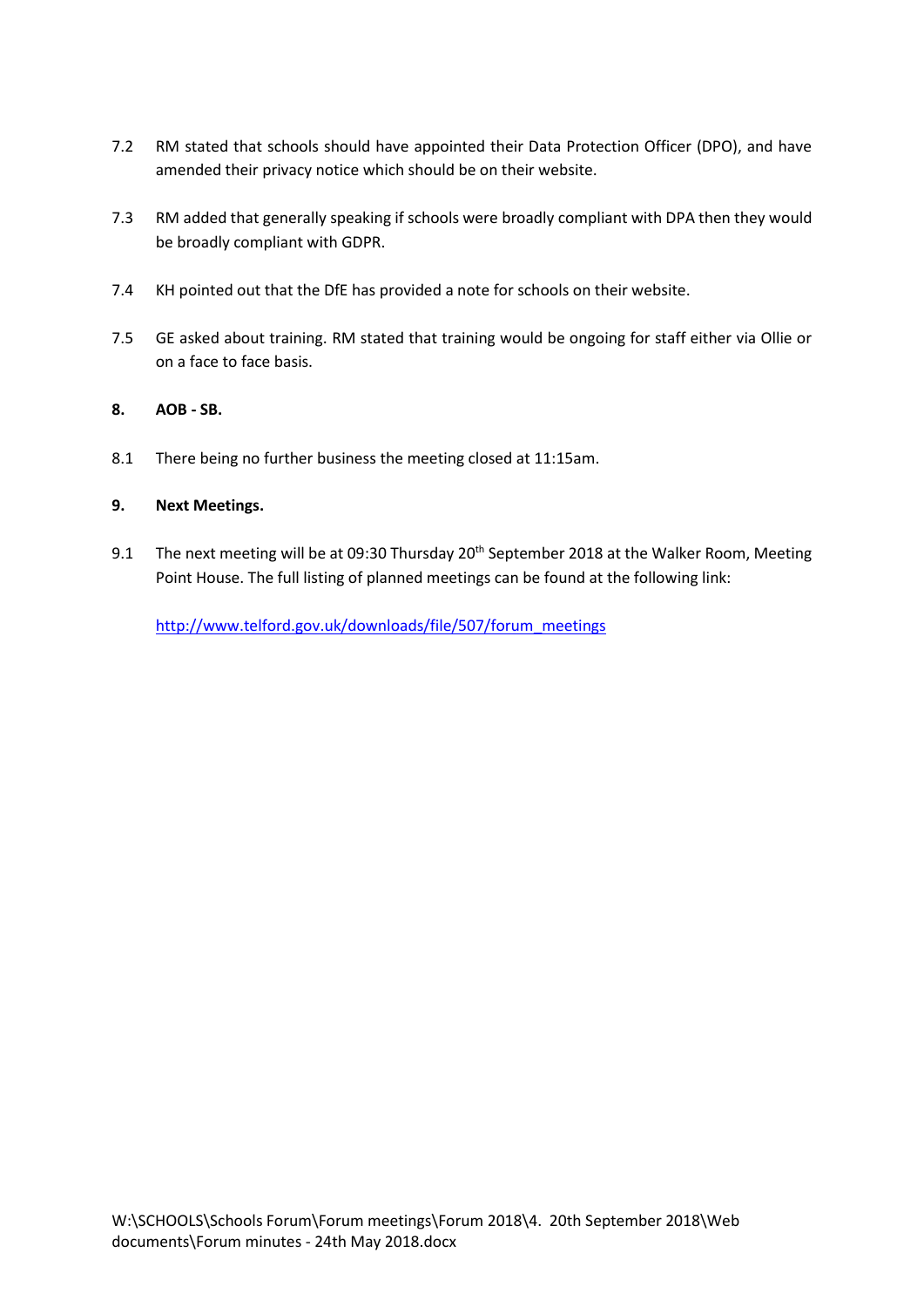7.2 RM stated that schools should have appointed their Data Protection Officer (DPO), and have amended their privacy notice which should be on their website.

7.3 RM added that generally speaking if schools were broadly compliant with DPA then they would be broadly compliant with GDPR.

7.4 KH pointed out that the DfE has provided a note for schools on their website.

7.5 GE asked about training. RM stated that training would be ongoing for staff either via Ollie or on a face to face basis.

**8. AOB - SB.**

8.1 There being no further business the meeting closed at 11:15am.

**9. Next Meetings.**

9.1 The next meeting will be at 09:30 Thursday 20th September 2018 at the Walker Room, Meeting Point House. The full listing of planned meetings can be found at the following link:

http://www.telford.gov.uk/downloads/file/507/forum_meetings

W:\SCHOOLS\Schools Forum\Forum meetings\Forum 2018\4. 20th September 2018\Web documents\Forum minutes - 24th May 2018.docx